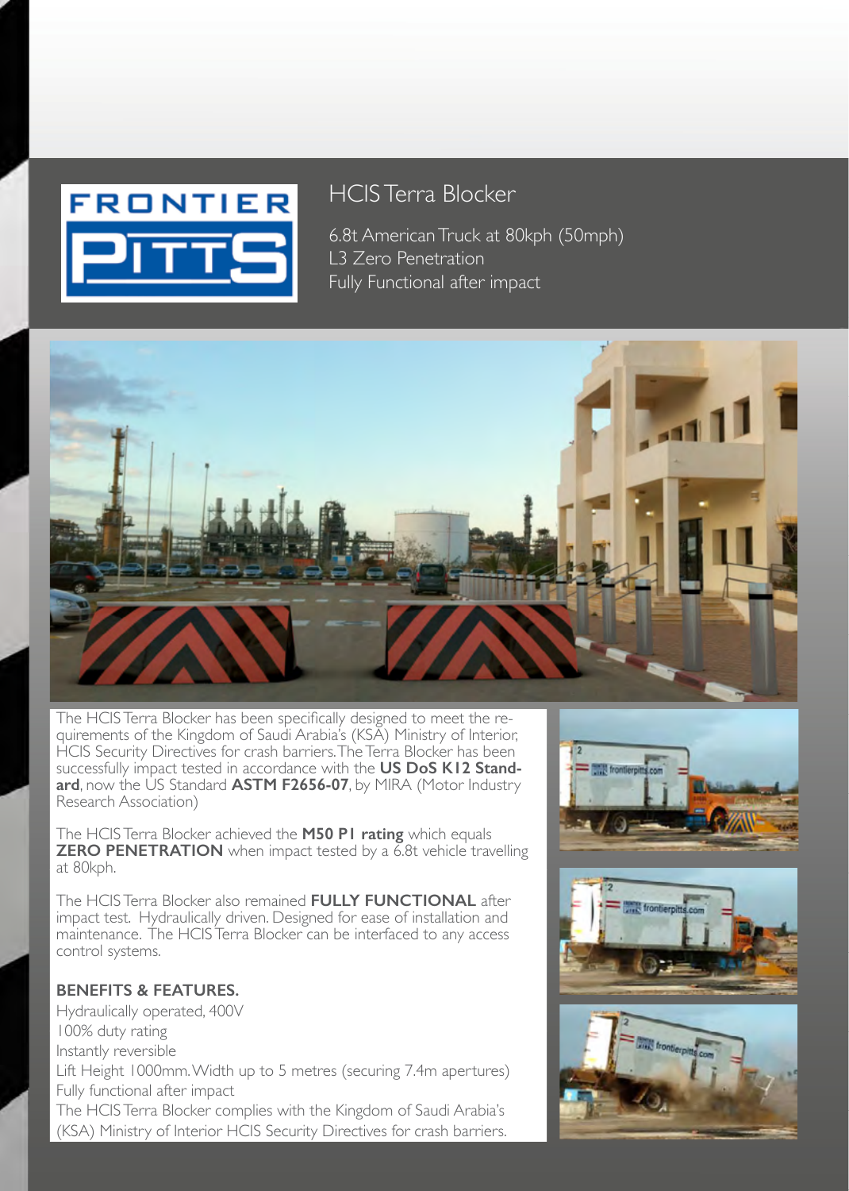FRONTIER PITTS

# HCIS Terra Blocker

6.8t American Truck at 80kph (50mph)
L3 Zero Penetration
Fully Functional after impact

The HCIS Terra Blocker has been specifically designed to meet the requirements of the Kingdom of Saudi Arabia's (KSA) Ministry of Interior, HCIS Security Directives for crash barriers. The Terra Blocker has been successfully impact tested in accordance with the **US DoS K12 Standard**, now the US Standard **ASTM F2656-07**, by MIRA (Motor Industry Research Association)

The HCIS Terra Blocker achieved the **M50 P1 rating** which equals **ZERO PENETRATION** when impact tested by a 6.8t vehicle travelling at 80kph.

The HCIS Terra Blocker also remained **FULLY FUNCTIONAL** after impact test. Hydraulically driven. Designed for ease of installation and maintenance. The HCIS Terra Blocker can be interfaced to any access control systems.

**BENEFITS & FEATURES.**

Hydraulically operated, 400V
100% duty rating
Instantly reversible
Lift Height 1000mm. Width up to 5 metres (securing 7.4m apertures)
Fully functional after impact
The HCIS Terra Blocker complies with the Kingdom of Saudi Arabia's (KSA) Ministry of Interior HCIS Security Directives for crash barriers.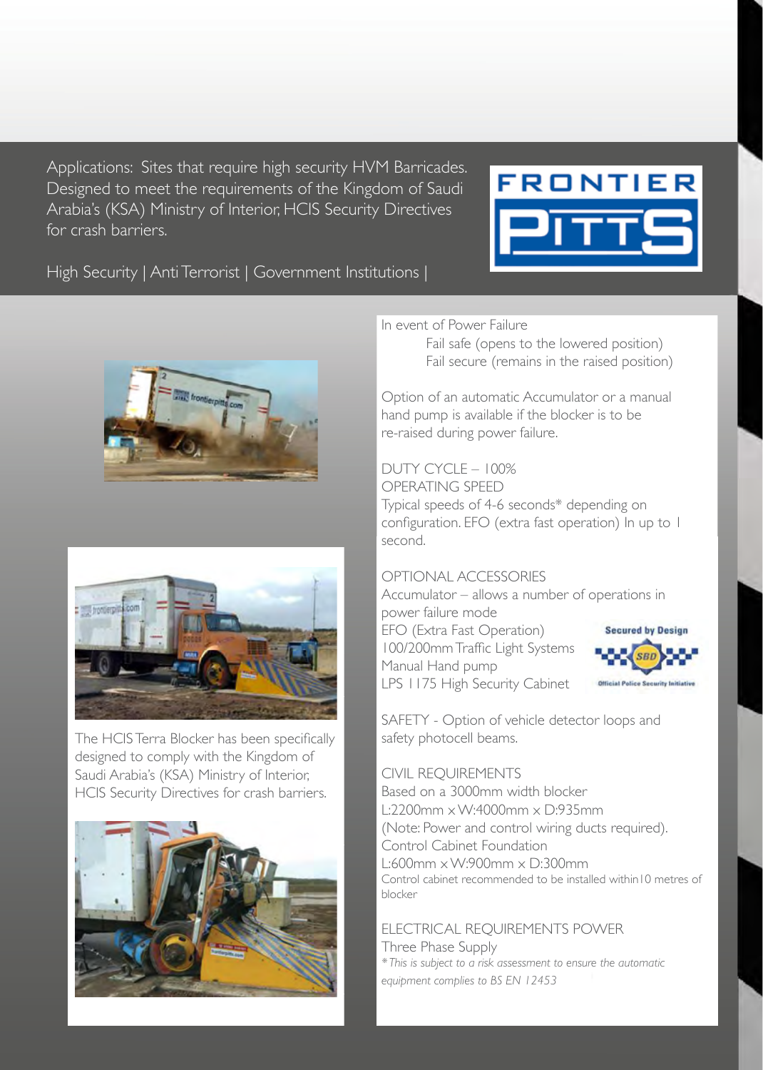Applications: Sites that require high security HVM Barricades. Designed to meet the requirements of the Kingdom of Saudi Arabia's (KSA) Ministry of Interior, HCIS Security Directives for crash barriers.

High Security | Anti Terrorist | Government Institutions |

The HCIS Terra Blocker has been specifically designed to comply with the Kingdom of Saudi Arabia's (KSA) Ministry of Interior, HCIS Security Directives for crash barriers.

In event of Power Failure

- Fail safe (opens to the lowered position)
- Fail secure (remains in the raised position)

Option of an automatic Accumulator or a manual hand pump is available if the blocker is to be re-raised during power failure.

DUTY CYCLE – 100%

OPERATING SPEED

Typical speeds of 4-6 seconds* depending on configuration. EFO (extra fast operation) In up to 1 second.

OPTIONAL ACCESSORIES

Accumulator – allows a number of operations in power failure mode

EFO (Extra Fast Operation)

100/200mm Traffic Light Systems

Manual Hand pump

LPS 1175 High Security Cabinet

SAFETY - Option of vehicle detector loops and safety photocell beams.

CIVIL REQUIREMENTS

Based on a 3000mm width blocker

L:2200mm x W:4000mm x D:935mm

(Note: Power and control wiring ducts required).

Control Cabinet Foundation

L:600mm x W:900mm x D:300mm

Control cabinet recommended to be installed within10 metres of blocker

ELECTRICAL REQUIREMENTS POWER

Three Phase Supply

*This is subject to a risk assessment to ensure the automatic equipment complies to BS EN 12453*